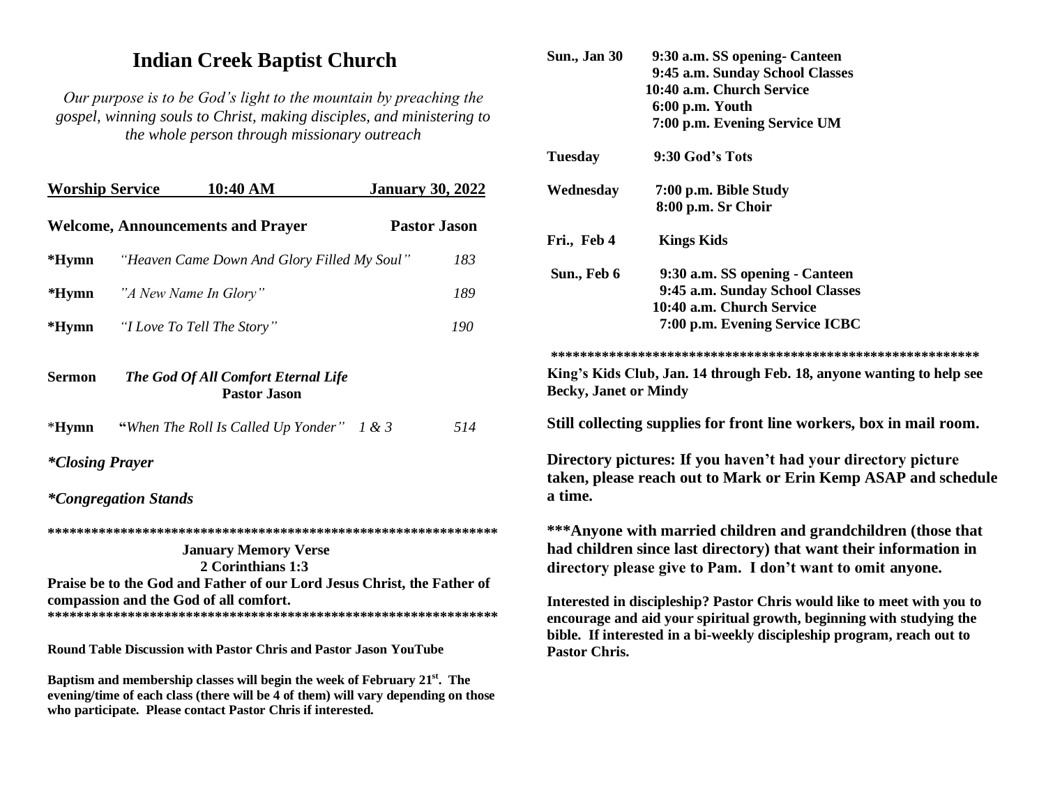# Indian Creek Baptist Church

*Our purpose is to be God's light to the mountain by preaching the gospel, winning souls to Christ, making disciples, and ministering to the whole person through missionary outreach*

**Worship Service 10:40 AM January 30, 2022**

**Welcome, Announcements and Prayer** **Pastor Jason**

**\*Hymn** *"Heaven Came Down And Glory Filled My Soul"* 183

**\*Hymn** *"A New Name In Glory"* 189

**\*Hymn** *"I Love To Tell The Story"* 190

**Sermon** ***The God Of All Comfort Eternal Life***
**Pastor Jason**

\***Hymn** **"***When The Roll Is Called Up Yonder"* *1 & 3* 514

***\*Closing Prayer***

***\*Congregation Stands***

**\*\*\*\*\*\*\*\*\*\*\*\*\*\*\*\*\*\*\*\*\*\*\*\*\*\*\*\*\*\*\*\*\*\*\*\*\*\*\*\*\*\*\*\*\*\*\*\*\*\*\*\*\*\*\*\*\*\*\*\*\*\***

**January Memory Verse**
**2 Corinthians 1:3**

**Praise be to the God and Father of our Lord Jesus Christ, the Father of compassion and the God of all comfort.**

**\*\*\*\*\*\*\*\*\*\*\*\*\*\*\*\*\*\*\*\*\*\*\*\*\*\*\*\*\*\*\*\*\*\*\*\*\*\*\*\*\*\*\*\*\*\*\*\*\*\*\*\*\*\*\*\*\*\*\*\*\*\***

**Round Table Discussion with Pastor Chris and Pastor Jason YouTube**

**Baptism and membership classes will begin the week of February 21st. The evening/time of each class (there will be 4 of them) will vary depending on those who participate. Please contact Pastor Chris if interested.**

**Sun., Jan 30**
- **9:30 a.m. SS opening- Canteen**
- **9:45 a.m. Sunday School Classes**
- **10:40 a.m. Church Service**
- **6:00 p.m. Youth**
- **7:00 p.m. Evening Service UM**

**Tuesday** **9:30 God's Tots**

**Wednesday**
- **7:00 p.m. Bible Study**
- **8:00 p.m. Sr Choir**

**Fri., Feb 4** **Kings Kids**

**Sun., Feb 6**
- **9:30 a.m. SS opening - Canteen**
- **9:45 a.m. Sunday School Classes**
- **10:40 a.m. Church Service**
- **7:00 p.m. Evening Service ICBC**

**\*\*\*\*\*\*\*\*\*\*\*\*\*\*\*\*\*\*\*\*\*\*\*\*\*\*\*\*\*\*\*\*\*\*\*\*\*\*\*\*\*\*\*\*\*\*\*\*\*\*\*\*\*\*\*\*\*\*\*\***

**King's Kids Club, Jan. 14 through Feb. 18, anyone wanting to help see Becky, Janet or Mindy**

**Still collecting supplies for front line workers, box in mail room.**

**Directory pictures: If you haven't had your directory picture taken, please reach out to Mark or Erin Kemp ASAP and schedule a time.**

**\*\*\*Anyone with married children and grandchildren (those that had children since last directory) that want their information in directory please give to Pam. I don't want to omit anyone.**

**Interested in discipleship? Pastor Chris would like to meet with you to encourage and aid your spiritual growth, beginning with studying the bible. If interested in a bi-weekly discipleship program, reach out to Pastor Chris.**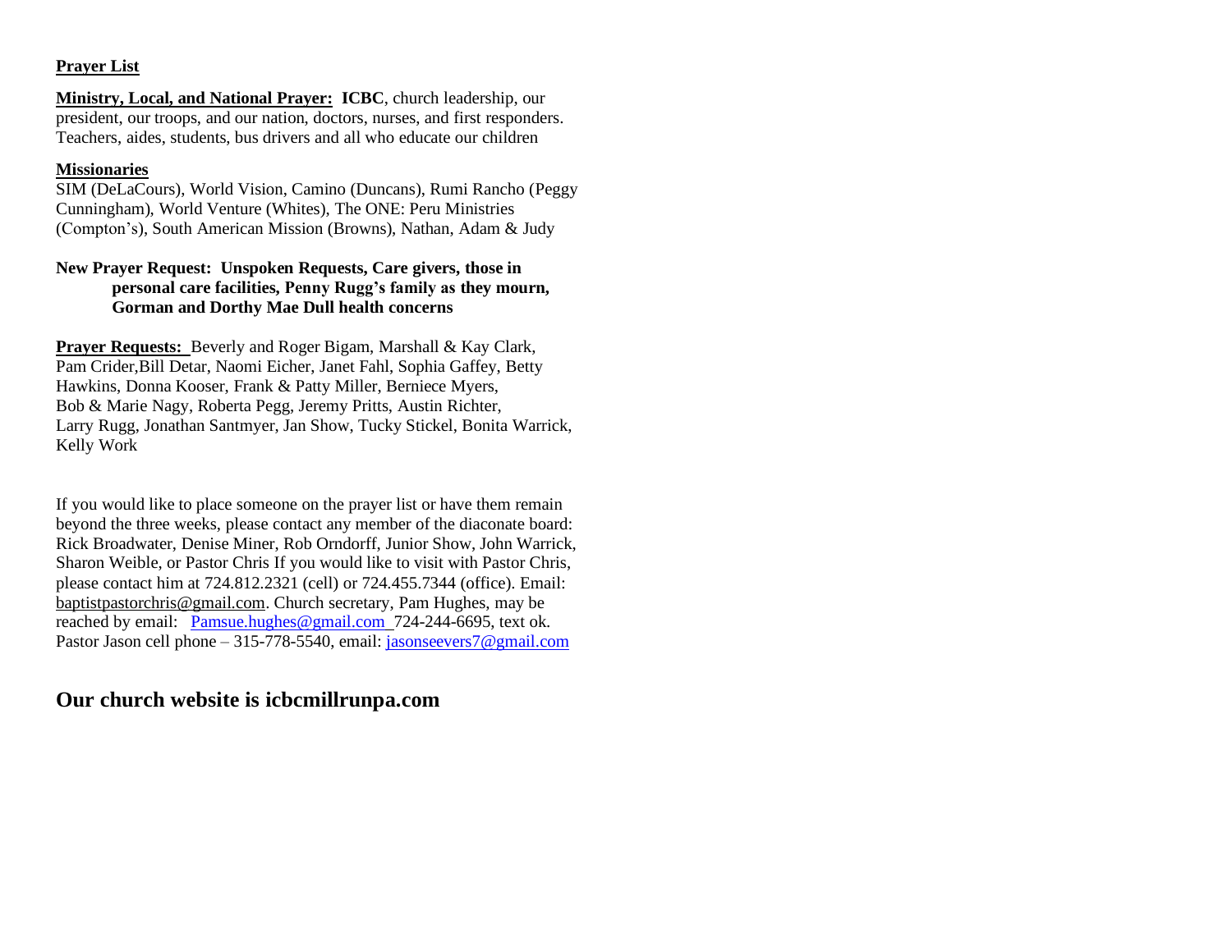**Prayer List**

**Ministry, Local, and National Prayer: ICBC**, church leadership, our president, our troops, and our nation, doctors, nurses, and first responders. Teachers, aides, students, bus drivers and all who educate our children

**Missionaries**

SIM (DeLaCours), World Vision, Camino (Duncans), Rumi Rancho (Peggy Cunningham), World Venture (Whites), The ONE: Peru Ministries (Compton's), South American Mission (Browns), Nathan, Adam & Judy

**New Prayer Request: Unspoken Requests, Care givers, those in personal care facilities, Penny Rugg's family as they mourn, Gorman and Dorthy Mae Dull health concerns**

**Prayer Requests:** Beverly and Roger Bigam, Marshall & Kay Clark, Pam Crider,Bill Detar, Naomi Eicher, Janet Fahl, Sophia Gaffey, Betty Hawkins, Donna Kooser, Frank & Patty Miller, Berniece Myers, Bob & Marie Nagy, Roberta Pegg, Jeremy Pritts, Austin Richter, Larry Rugg, Jonathan Santmyer, Jan Show, Tucky Stickel, Bonita Warrick, Kelly Work

If you would like to place someone on the prayer list or have them remain beyond the three weeks, please contact any member of the diaconate board: Rick Broadwater, Denise Miner, Rob Orndorff, Junior Show, John Warrick, Sharon Weible, or Pastor Chris If you would like to visit with Pastor Chris, please contact him at 724.812.2321 (cell) or 724.455.7344 (office). Email: baptistpastorchris@gmail.com. Church secretary, Pam Hughes, may be reached by email: Pamsue.hughes@gmail.com 724-244-6695, text ok. Pastor Jason cell phone – 315-778-5540, email: jasonseevers7@gmail.com

## Our church website is icbcmillrunpa.com